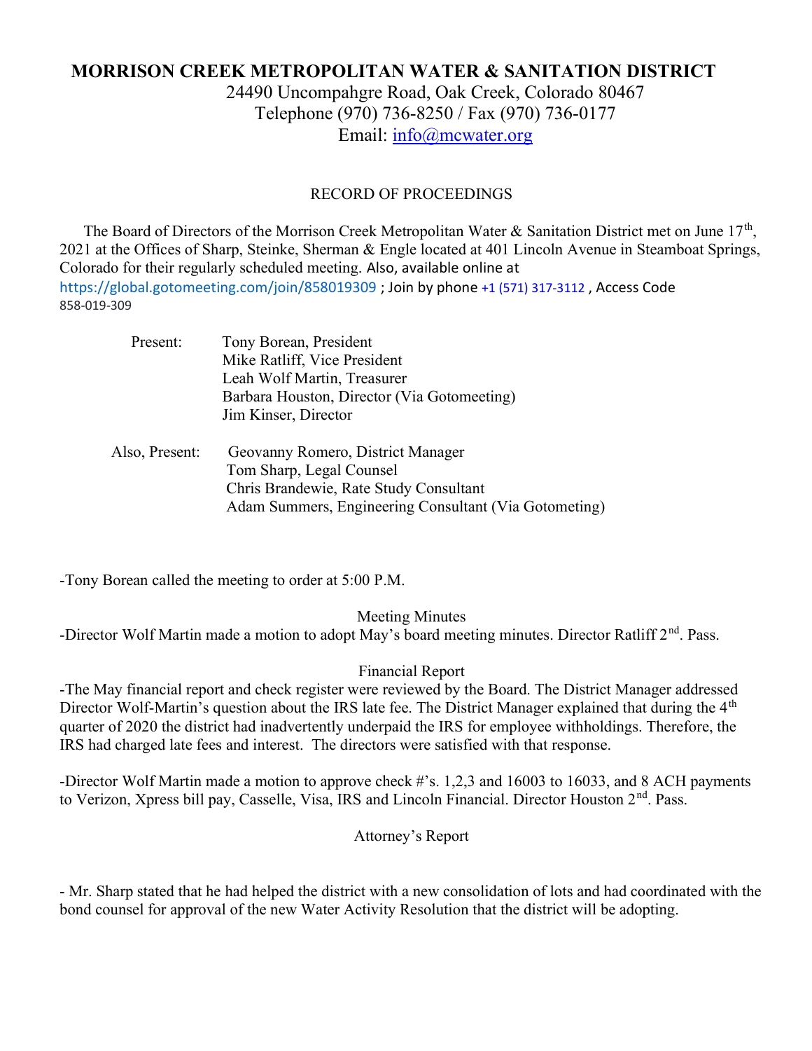# MORRISON CREEK METROPOLITAN WATER & SANITATION DISTRICT

24490 Uncompahgre Road, Oak Creek, Colorado 80467
Telephone (970) 736-8250 / Fax (970) 736-0177
Email: info@mcwater.org

RECORD OF PROCEEDINGS

The Board of Directors of the Morrison Creek Metropolitan Water & Sanitation District met on June 17th, 2021 at the Offices of Sharp, Steinke, Sherman & Engle located at 401 Lincoln Avenue in Steamboat Springs, Colorado for their regularly scheduled meeting. Also, available online at https://global.gotomeeting.com/join/858019309 ; Join by phone +1 (571) 317-3112 , Access Code 858-019-309

Present:
- Tony Borean, President
- Mike Ratliff, Vice President
- Leah Wolf Martin, Treasurer
- Barbara Houston, Director (Via Gotomeeting)
- Jim Kinser, Director

Also, Present:
- Geovanny Romero, District Manager
- Tom Sharp, Legal Counsel
- Chris Brandewie, Rate Study Consultant
- Adam Summers, Engineering Consultant (Via Gotometing)

-Tony Borean called the meeting to order at 5:00 P.M.

Meeting Minutes

-Director Wolf Martin made a motion to adopt May's board meeting minutes. Director Ratliff 2nd. Pass.

Financial Report

-The May financial report and check register were reviewed by the Board. The District Manager addressed Director Wolf-Martin's question about the IRS late fee. The District Manager explained that during the 4th quarter of 2020 the district had inadvertently underpaid the IRS for employee withholdings. Therefore, the IRS had charged late fees and interest. The directors were satisfied with that response.

-Director Wolf Martin made a motion to approve check #'s. 1,2,3 and 16003 to 16033, and 8 ACH payments to Verizon, Xpress bill pay, Casselle, Visa, IRS and Lincoln Financial. Director Houston 2nd. Pass.

Attorney's Report

- Mr. Sharp stated that he had helped the district with a new consolidation of lots and had coordinated with the bond counsel for approval of the new Water Activity Resolution that the district will be adopting.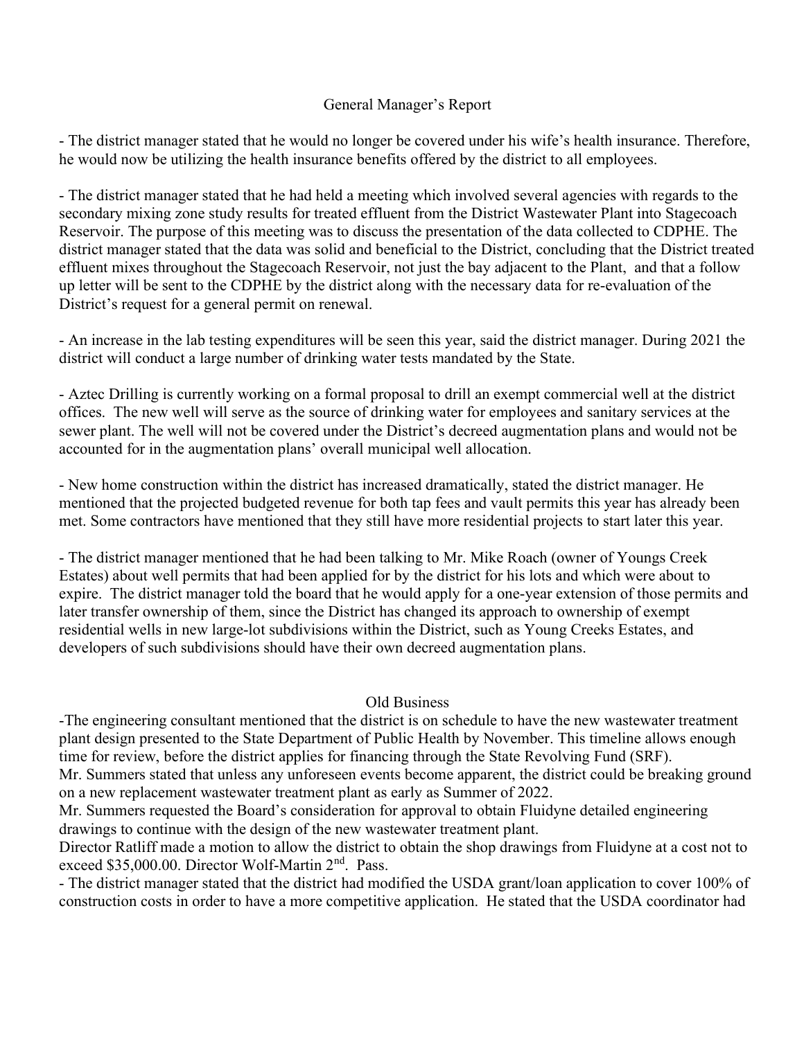## General Manager's Report

- The district manager stated that he would no longer be covered under his wife's health insurance. Therefore, he would now be utilizing the health insurance benefits offered by the district to all employees.

- The district manager stated that he had held a meeting which involved several agencies with regards to the secondary mixing zone study results for treated effluent from the District Wastewater Plant into Stagecoach Reservoir. The purpose of this meeting was to discuss the presentation of the data collected to CDPHE. The district manager stated that the data was solid and beneficial to the District, concluding that the District treated effluent mixes throughout the Stagecoach Reservoir, not just the bay adjacent to the Plant, and that a follow up letter will be sent to the CDPHE by the district along with the necessary data for re-evaluation of the District's request for a general permit on renewal.

- An increase in the lab testing expenditures will be seen this year, said the district manager. During 2021 the district will conduct a large number of drinking water tests mandated by the State.

- Aztec Drilling is currently working on a formal proposal to drill an exempt commercial well at the district offices. The new well will serve as the source of drinking water for employees and sanitary services at the sewer plant. The well will not be covered under the District's decreed augmentation plans and would not be accounted for in the augmentation plans' overall municipal well allocation.

- New home construction within the district has increased dramatically, stated the district manager. He mentioned that the projected budgeted revenue for both tap fees and vault permits this year has already been met. Some contractors have mentioned that they still have more residential projects to start later this year.

- The district manager mentioned that he had been talking to Mr. Mike Roach (owner of Youngs Creek Estates) about well permits that had been applied for by the district for his lots and which were about to expire. The district manager told the board that he would apply for a one-year extension of those permits and later transfer ownership of them, since the District has changed its approach to ownership of exempt residential wells in new large-lot subdivisions within the District, such as Young Creeks Estates, and developers of such subdivisions should have their own decreed augmentation plans.

## Old Business

-The engineering consultant mentioned that the district is on schedule to have the new wastewater treatment plant design presented to the State Department of Public Health by November. This timeline allows enough time for review, before the district applies for financing through the State Revolving Fund (SRF).
Mr. Summers stated that unless any unforeseen events become apparent, the district could be breaking ground on a new replacement wastewater treatment plant as early as Summer of 2022.
Mr. Summers requested the Board's consideration for approval to obtain Fluidyne detailed engineering drawings to continue with the design of the new wastewater treatment plant.
Director Ratliff made a motion to allow the district to obtain the shop drawings from Fluidyne at a cost not to exceed $35,000.00. Director Wolf-Martin 2nd. Pass.
- The district manager stated that the district had modified the USDA grant/loan application to cover 100% of construction costs in order to have a more competitive application. He stated that the USDA coordinator had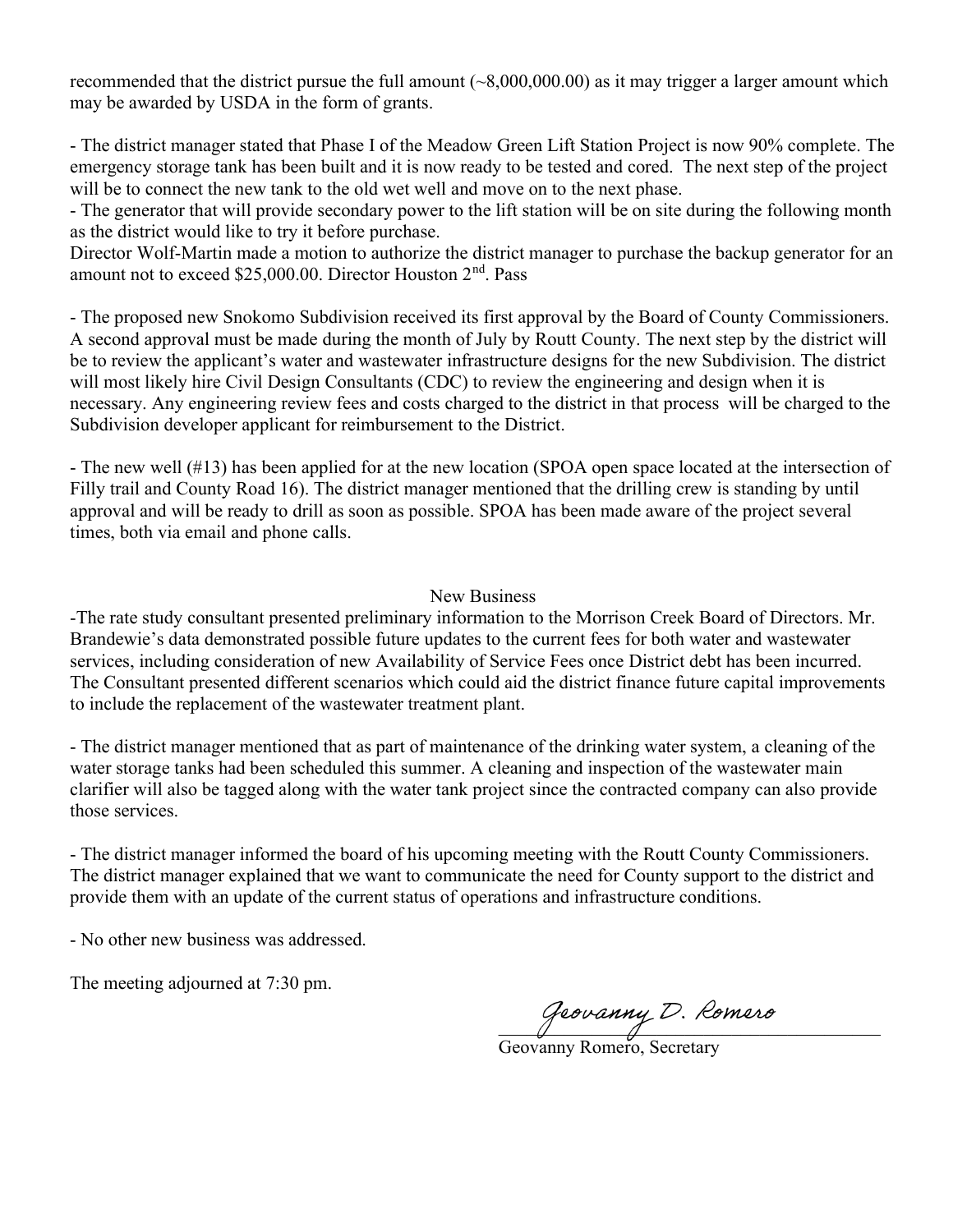recommended that the district pursue the full amount (~8,000,000.00) as it may trigger a larger amount which may be awarded by USDA in the form of grants.

- The district manager stated that Phase I of the Meadow Green Lift Station Project is now 90% complete. The emergency storage tank has been built and it is now ready to be tested and cored. The next step of the project will be to connect the new tank to the old wet well and move on to the next phase.
- The generator that will provide secondary power to the lift station will be on site during the following month as the district would like to try it before purchase.

Director Wolf-Martin made a motion to authorize the district manager to purchase the backup generator for an amount not to exceed $25,000.00. Director Houston 2nd. Pass

- The proposed new Snokomo Subdivision received its first approval by the Board of County Commissioners. A second approval must be made during the month of July by Routt County. The next step by the district will be to review the applicant's water and wastewater infrastructure designs for the new Subdivision. The district will most likely hire Civil Design Consultants (CDC) to review the engineering and design when it is necessary. Any engineering review fees and costs charged to the district in that process will be charged to the Subdivision developer applicant for reimbursement to the District.

- The new well (#13) has been applied for at the new location (SPOA open space located at the intersection of Filly trail and County Road 16). The district manager mentioned that the drilling crew is standing by until approval and will be ready to drill as soon as possible. SPOA has been made aware of the project several times, both via email and phone calls.

## New Business

-The rate study consultant presented preliminary information to the Morrison Creek Board of Directors. Mr. Brandewie's data demonstrated possible future updates to the current fees for both water and wastewater services, including consideration of new Availability of Service Fees once District debt has been incurred. The Consultant presented different scenarios which could aid the district finance future capital improvements to include the replacement of the wastewater treatment plant.

- The district manager mentioned that as part of maintenance of the drinking water system, a cleaning of the water storage tanks had been scheduled this summer. A cleaning and inspection of the wastewater main clarifier will also be tagged along with the water tank project since the contracted company can also provide those services.

- The district manager informed the board of his upcoming meeting with the Routt County Commissioners. The district manager explained that we want to communicate the need for County support to the district and provide them with an update of the current status of operations and infrastructure conditions.

- No other new business was addressed.

The meeting adjourned at 7:30 pm.

Geovanny D. Romero

Geovanny Romero, Secretary